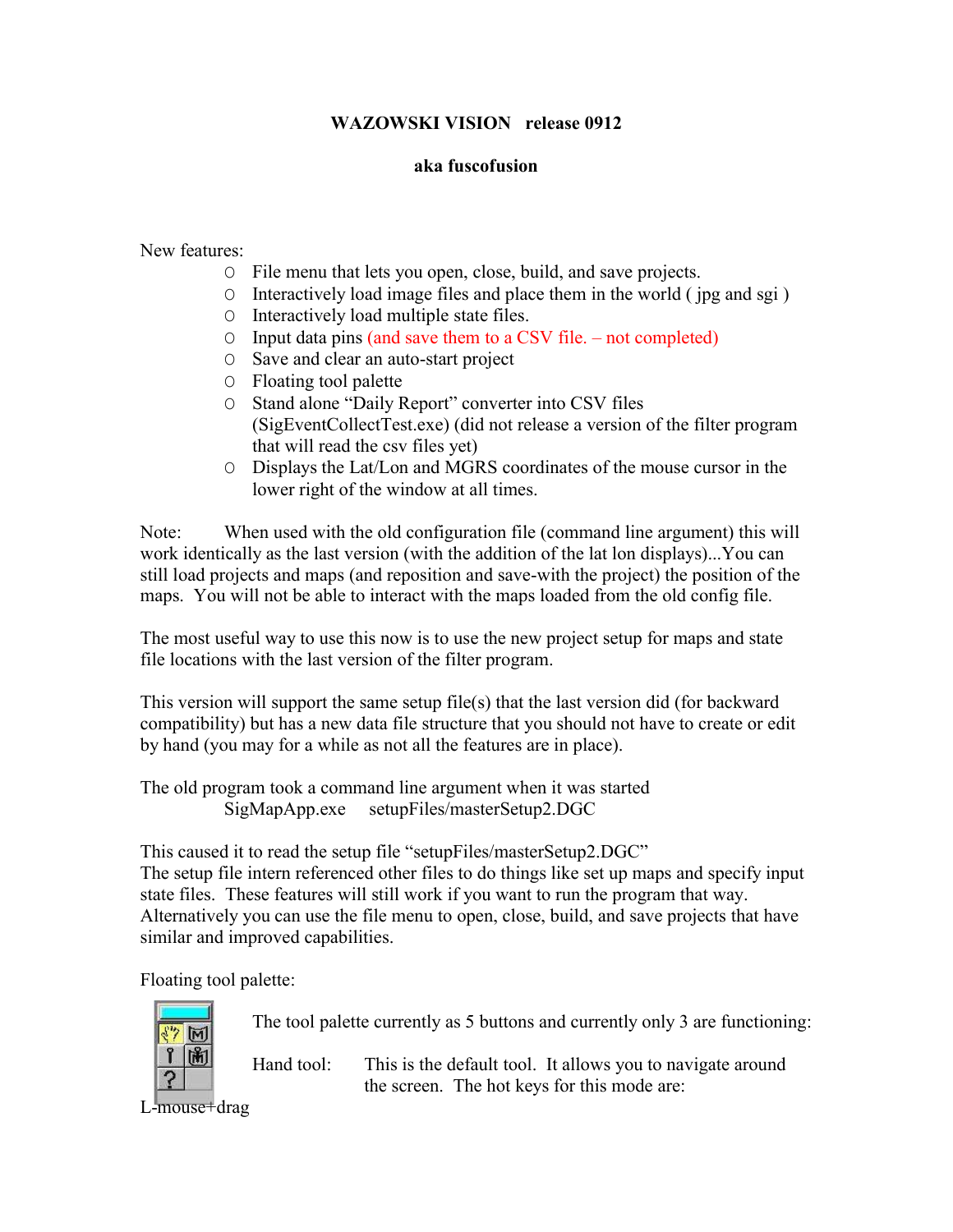**WAZOWSKI VISION release 0912**

**aka fuscofusion**

New features:

- File menu that lets you open, close, build, and save projects.
- Interactively load image files and place them in the world ( jpg and sgi )
- Interactively load multiple state files.
- Input data pins (and save them to a CSV file. – not completed)
- Save and clear an auto-start project
- Floating tool palette
- Stand alone “Daily Report” converter into CSV files (SigEventCollectTest.exe) (did not release a version of the filter program that will read the csv files yet)
- Displays the Lat/Lon and MGRS coordinates of the mouse cursor in the lower right of the window at all times.

Note: When used with the old configuration file (command line argument) this will work identically as the last version (with the addition of the lat lon displays)...You can still load projects and maps (and reposition and save-with the project) the position of the maps. You will not be able to interact with the maps loaded from the old config file.

The most useful way to use this now is to use the new project setup for maps and state file locations with the last version of the filter program.

This version will support the same setup file(s) that the last version did (for backward compatibility) but has a new data file structure that you should not have to create or edit by hand (you may for a while as not all the features are in place).

The old program took a command line argument when it was started

SigMapApp.exe setupFiles/masterSetup2.DGC

This caused it to read the setup file “setupFiles/masterSetup2.DGC”
The setup file intern referenced other files to do things like set up maps and specify input state files. These features will still work if you want to run the program that way. Alternatively you can use the file menu to open, close, build, and save projects that have similar and improved capabilities.

Floating tool palette:

The tool palette currently as 5 buttons and currently only 3 are functioning:

Hand tool: This is the default tool. It allows you to navigate around the screen. The hot keys for this mode are:

L-mouse+drag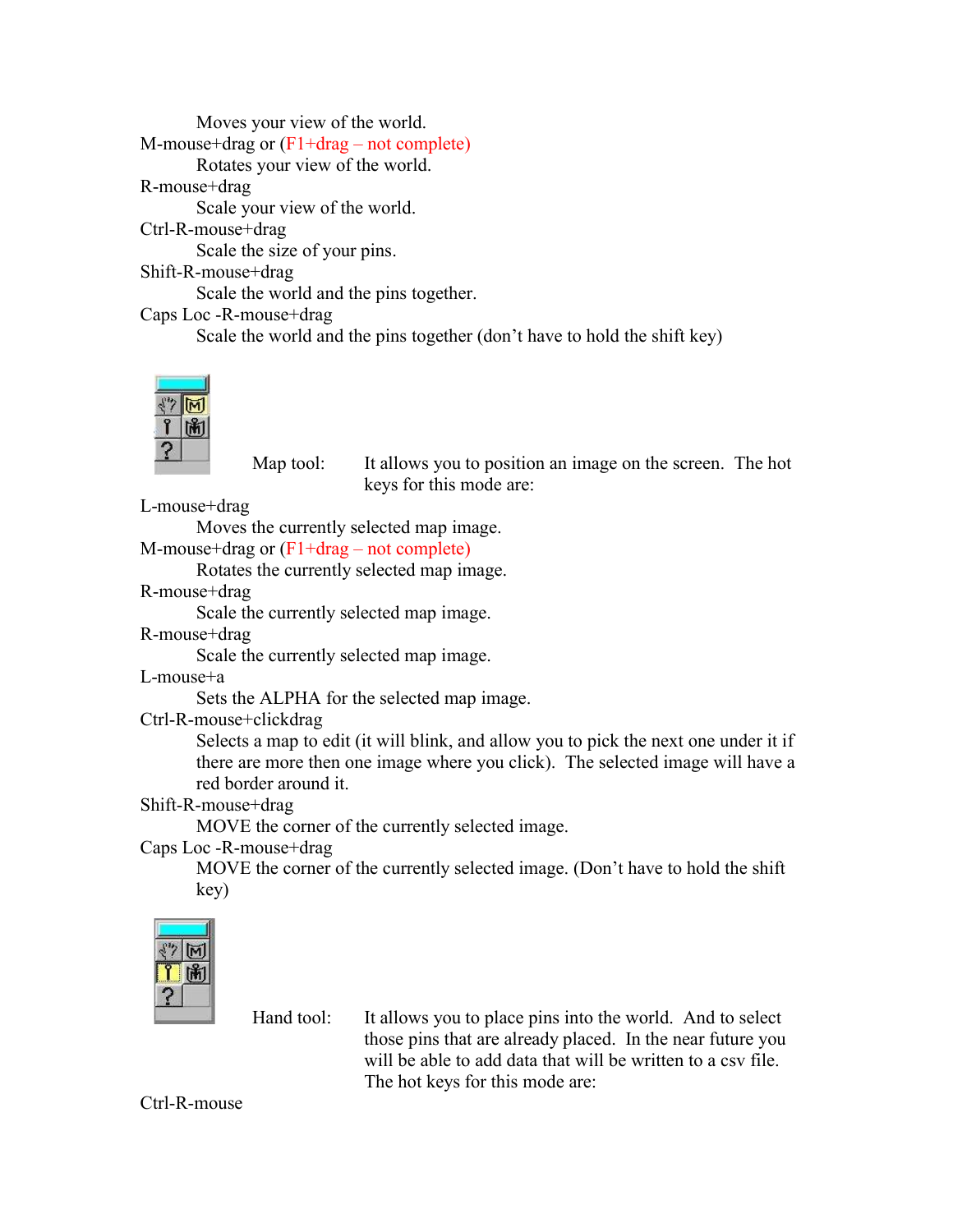Moves your view of the world.

M-mouse+drag or (F1+drag – not complete)

Rotates your view of the world.

R-mouse+drag

Scale your view of the world.

Ctrl-R-mouse+drag

Scale the size of your pins.

Shift-R-mouse+drag

Scale the world and the pins together.

Caps Loc -R-mouse+drag

Scale the world and the pins together (don't have to hold the shift key)

Map tool: It allows you to position an image on the screen. The hot keys for this mode are:

L-mouse+drag

Moves the currently selected map image.

M-mouse+drag or (F1+drag – not complete)

Rotates the currently selected map image.

R-mouse+drag

Scale the currently selected map image.

R-mouse+drag

Scale the currently selected map image.

L-mouse+a

Sets the ALPHA for the selected map image.

Ctrl-R-mouse+clickdrag

Selects a map to edit (it will blink, and allow you to pick the next one under it if there are more then one image where you click). The selected image will have a red border around it.

Shift-R-mouse+drag

MOVE the corner of the currently selected image.

Caps Loc -R-mouse+drag

MOVE the corner of the currently selected image. (Don't have to hold the shift key)

Hand tool: It allows you to place pins into the world. And to select those pins that are already placed. In the near future you will be able to add data that will be written to a csv file. The hot keys for this mode are:

Ctrl-R-mouse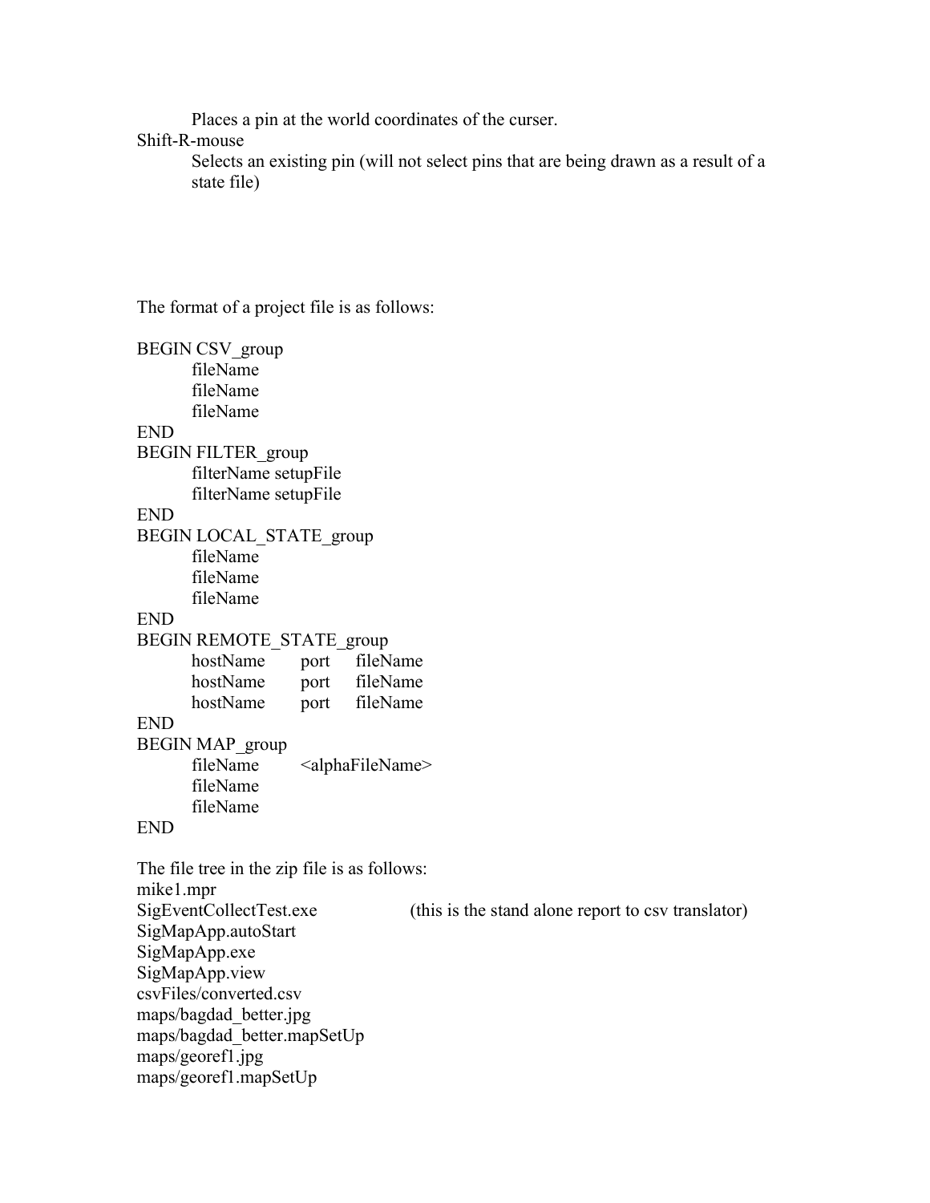Places a pin at the world coordinates of the curser.

Shift-R-mouse

Selects an existing pin (will not select pins that are being drawn as a result of a state file)

The format of a project file is as follows:

```
BEGIN CSV_group
        fileName
        fileName
        fileName
END
BEGIN FILTER_group
        filterName setupFile
        filterName setupFile
END
BEGIN LOCAL_STATE_group
        fileName
        fileName
        fileName
END
BEGIN REMOTE_STATE_group
        hostName       port     fileName
        hostName       port     fileName
        hostName       port     fileName
END
BEGIN MAP_group
        fileName       <alphaFileName>
        fileName
        fileName
END
```

The file tree in the zip file is as follows:

```
mike1.mpr
SigEventCollectTest.exe          (this is the stand alone report to csv translator)
SigMapApp.autoStart
SigMapApp.exe
SigMapApp.view
csvFiles/converted.csv
maps/bagdad_better.jpg
maps/bagdad_better.mapSetUp
maps/georef1.jpg
maps/georef1.mapSetUp
```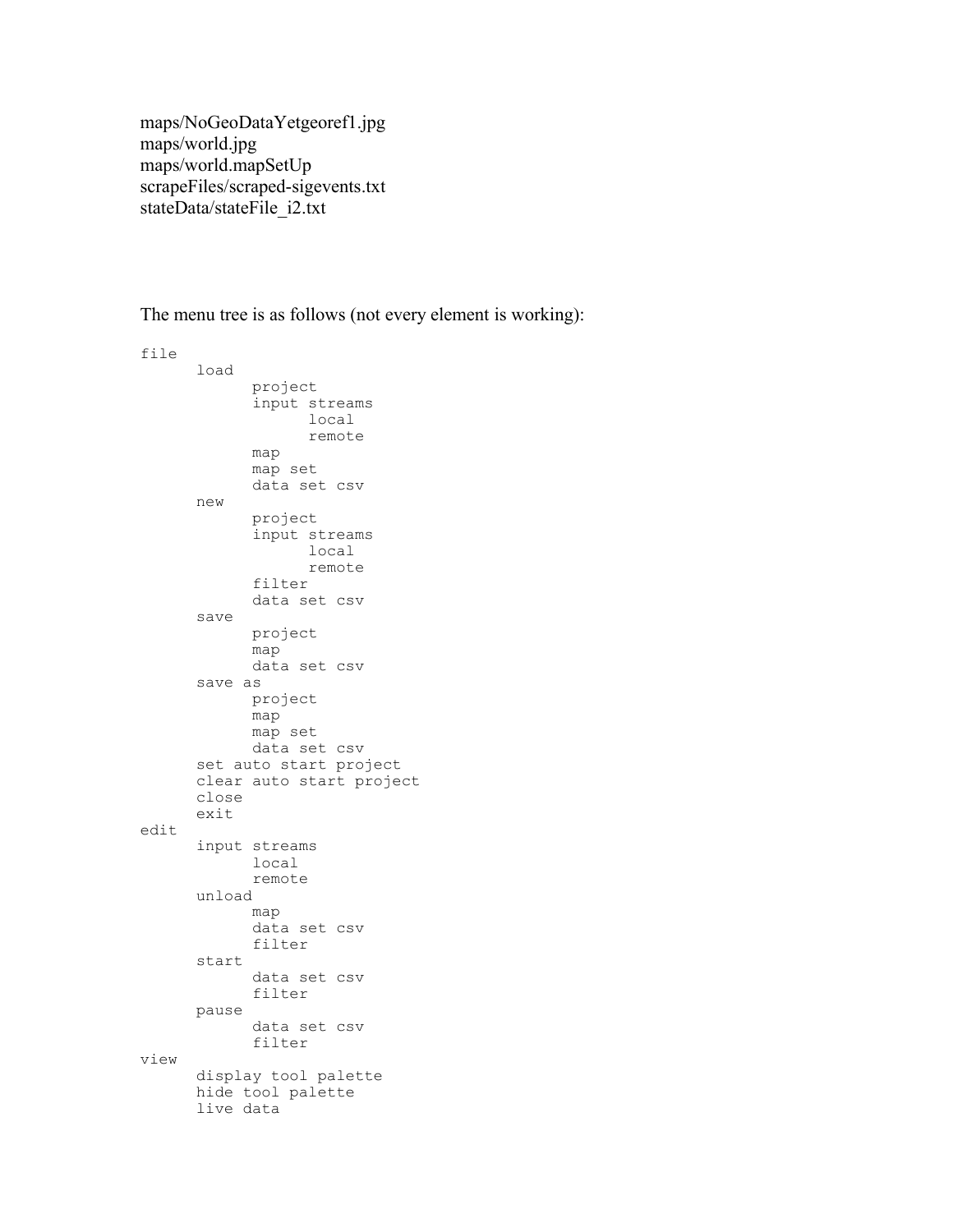maps/NoGeoDataYetgeoref1.jpg
maps/world.jpg
maps/world.mapSetUp
scrapeFiles/scraped-sigevents.txt
stateData/stateFile_i2.txt

The menu tree is as follows (not every element is working):

```
file
      load
            project
            input streams
                  local
                  remote
            map
            map set
            data set csv
      new
            project
            input streams
                  local
                  remote
            filter
            data set csv
      save
            project
            map
            data set csv
      save as
            project
            map
            map set
            data set csv
      set auto start project
      clear auto start project
      close
      exit
edit
      input streams
            local
            remote
      unload
            map
            data set csv
            filter
      start
            data set csv
            filter
      pause
            data set csv
            filter
view
      display tool palette
      hide tool palette
      live data
```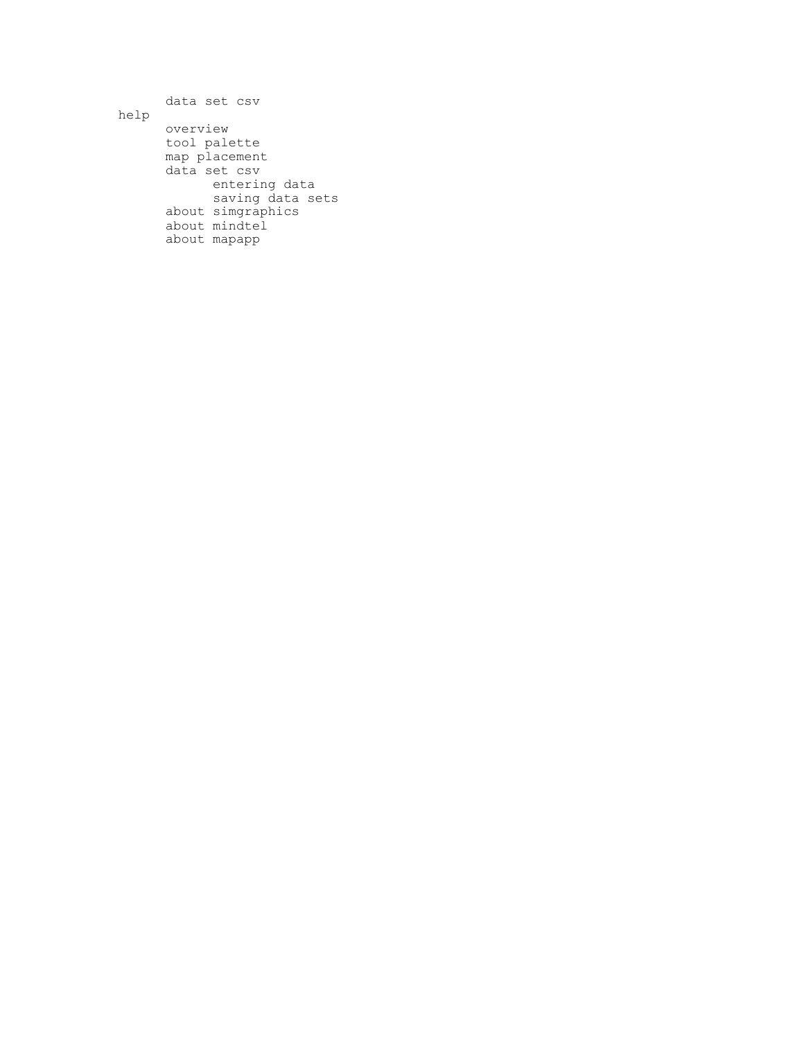```
      data set csv
help
      overview
      tool palette
      map placement
      data set csv
            entering data
            saving data sets
      about simgraphics
      about mindtel
      about mapapp
```